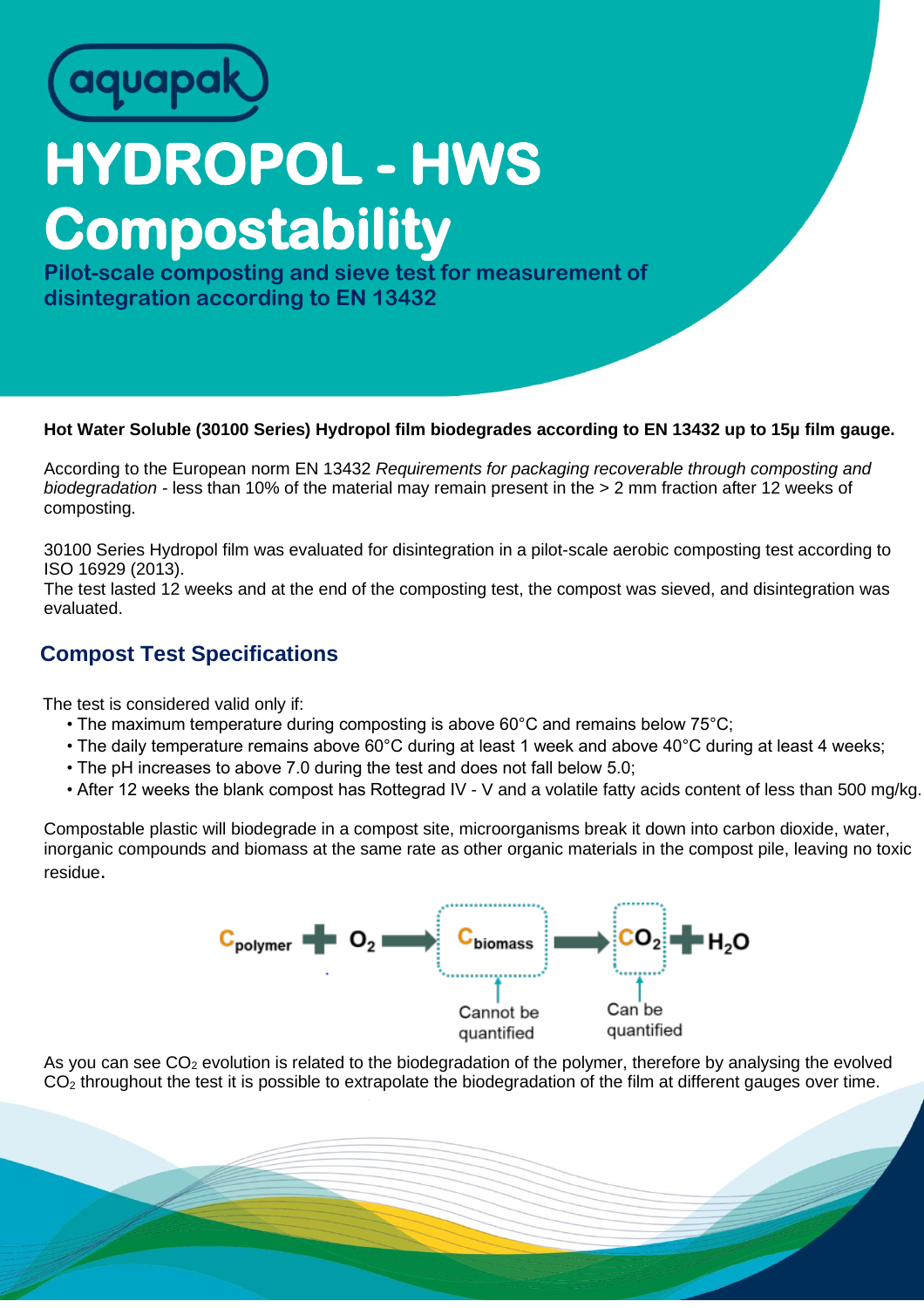aquapak

# HYDROPOL - HWS Compostability

**Pilot-scale composting and sieve test for measurement of disintegration according to EN 13432**

**Hot Water Soluble (30100 Series) Hydropol film biodegrades according to EN 13432 up to 15μ film gauge.**

According to the European norm EN 13432 *Requirements for packaging recoverable through composting and biodegradation* - less than 10% of the material may remain present in the > 2 mm fraction after 12 weeks of composting.

30100 Series Hydropol film was evaluated for disintegration in a pilot-scale aerobic composting test according to ISO 16929 (2013).
The test lasted 12 weeks and at the end of the composting test, the compost was sieved, and disintegration was evaluated.

## Compost Test Specifications

The test is considered valid only if:

- The maximum temperature during composting is above 60°C and remains below 75°C;
- The daily temperature remains above 60°C during at least 1 week and above 40°C during at least 4 weeks;
- The pH increases to above 7.0 during the test and does not fall below 5.0;
- After 12 weeks the blank compost has Rottegrad IV - V and a volatile fatty acids content of less than 500 mg/kg.

Compostable plastic will biodegrade in a compost site, microorganisms break it down into carbon dioxide, water, inorganic compounds and biomass at the same rate as other organic materials in the compost pile, leaving no toxic residue.

$$C_{polymer} + O_2 \rightarrow C_{biomass} \rightarrow CO_2 + H_2O$$

$C_{biomass}$: Cannot be quantified

$CO_2$: Can be quantified

As you can see $CO_2$ evolution is related to the biodegradation of the polymer, therefore by analysing the evolved $CO_2$ throughout the test it is possible to extrapolate the biodegradation of the film at different gauges over time.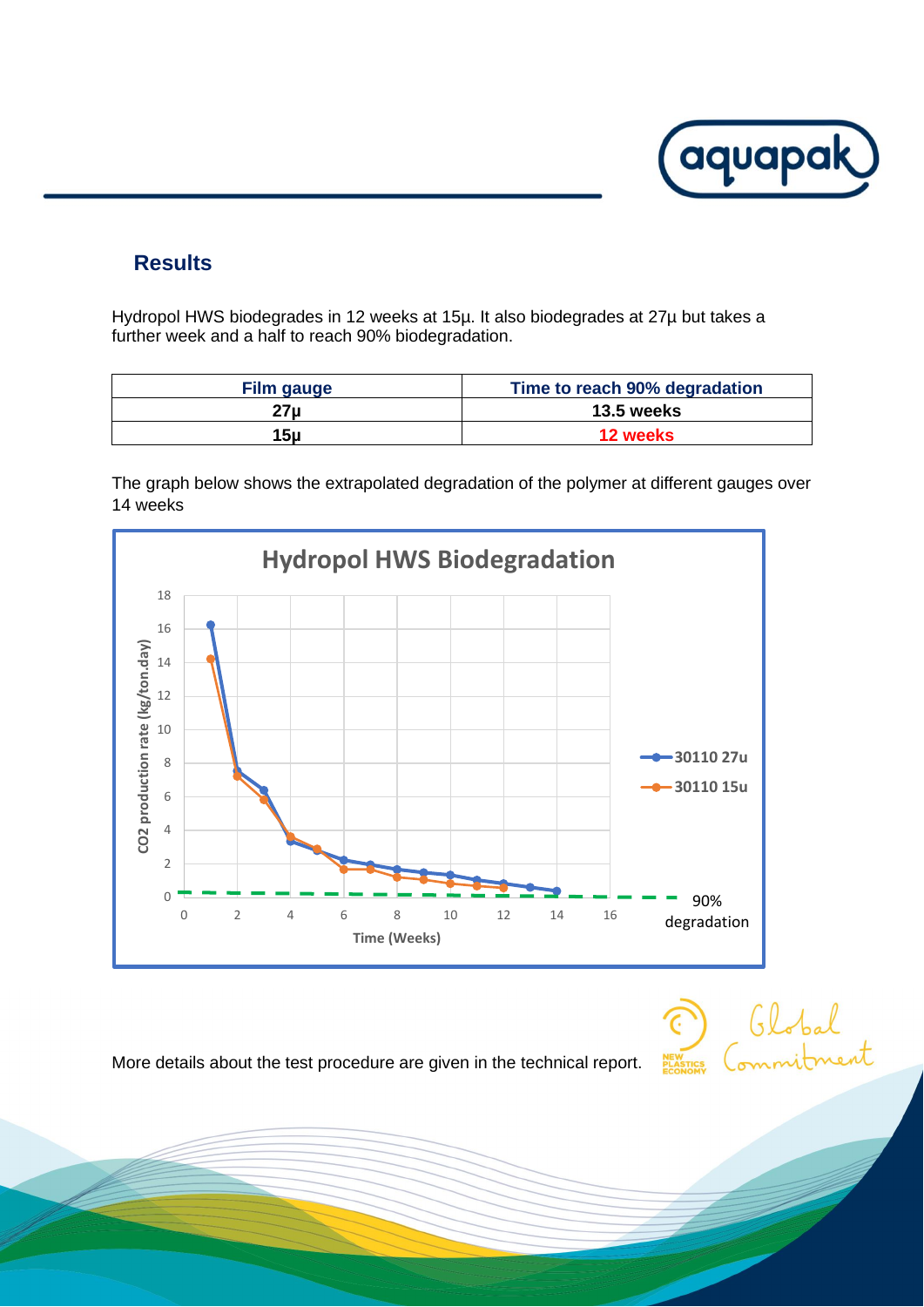## Results

Hydropol HWS biodegrades in 12 weeks at 15µ. It also biodegrades at 27µ but takes a further week and a half to reach 90% biodegradation.

| Film gauge | Time to reach 90% degradation |
|---|---|
| **27µ** | **13.5 weeks** |
| **15µ** | **12 weeks** |

The graph below shows the extrapolated degradation of the polymer at different gauges over 14 weeks

Hydropol HWS Biodegradation

CO2 production rate (kg/ton.day)

18
16
14
12
10
8
6
4
2
0

0 2 4 6 8 10 12 14 16

Time (Weeks)

30110 27u

30110 15u

90% degradation

More details about the test procedure are given in the technical report.